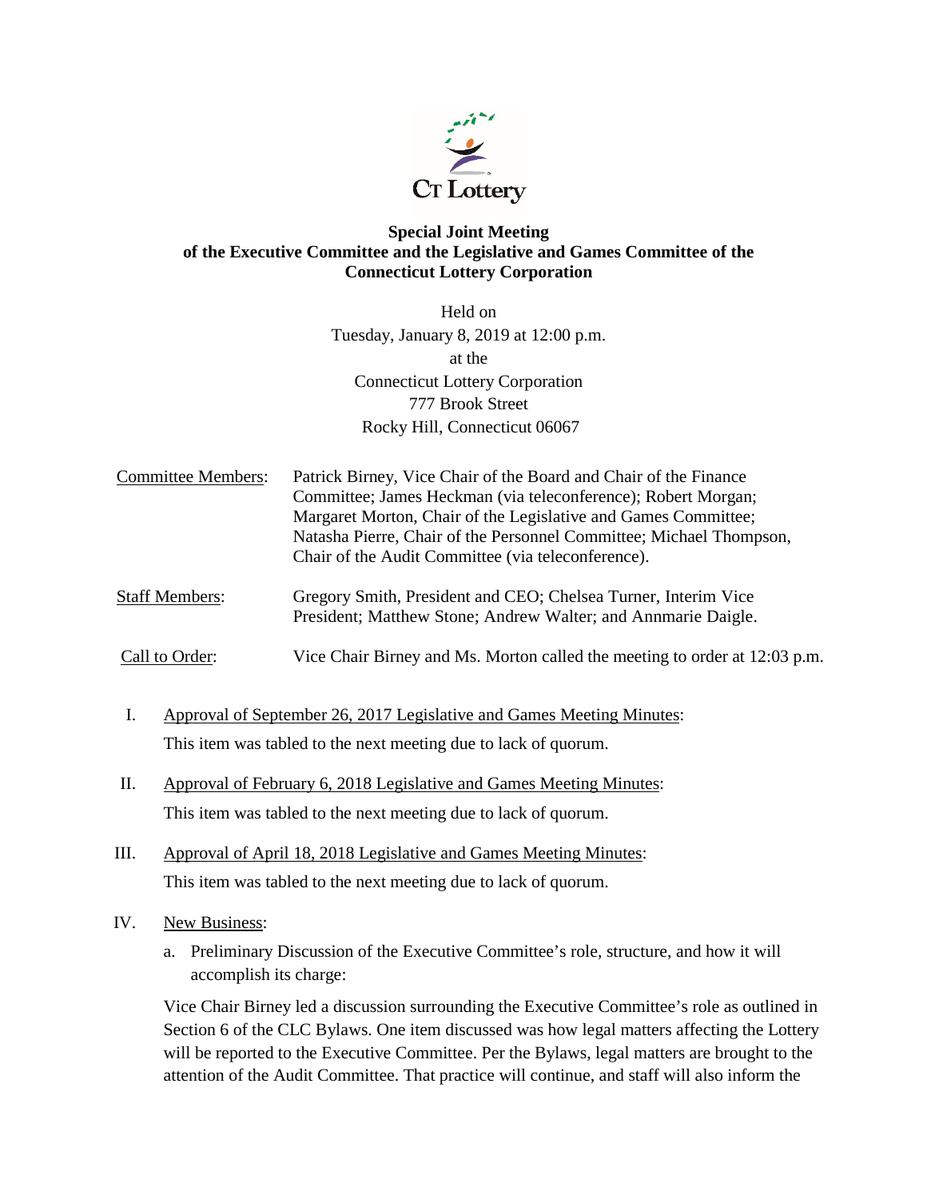**Special Joint Meeting of the Executive Committee and the Legislative and Games Committee of the Connecticut Lottery Corporation**

Held on
Tuesday, January 8, 2019 at 12:00 p.m.
at the
Connecticut Lottery Corporation
777 Brook Street
Rocky Hill, Connecticut 06067

Committee Members: Patrick Birney, Vice Chair of the Board and Chair of the Finance Committee; James Heckman (via teleconference); Robert Morgan; Margaret Morton, Chair of the Legislative and Games Committee; Natasha Pierre, Chair of the Personnel Committee; Michael Thompson, Chair of the Audit Committee (via teleconference).

Staff Members: Gregory Smith, President and CEO; Chelsea Turner, Interim Vice President; Matthew Stone; Andrew Walter; and Annmarie Daigle.

Call to Order: Vice Chair Birney and Ms. Morton called the meeting to order at 12:03 p.m.

I. Approval of September 26, 2017 Legislative and Games Meeting Minutes:
This item was tabled to the next meeting due to lack of quorum.

II. Approval of February 6, 2018 Legislative and Games Meeting Minutes:
This item was tabled to the next meeting due to lack of quorum.

III. Approval of April 18, 2018 Legislative and Games Meeting Minutes:
This item was tabled to the next meeting due to lack of quorum.

IV. New Business:

a. Preliminary Discussion of the Executive Committee's role, structure, and how it will accomplish its charge:

Vice Chair Birney led a discussion surrounding the Executive Committee's role as outlined in Section 6 of the CLC Bylaws. One item discussed was how legal matters affecting the Lottery will be reported to the Executive Committee. Per the Bylaws, legal matters are brought to the attention of the Audit Committee. That practice will continue, and staff will also inform the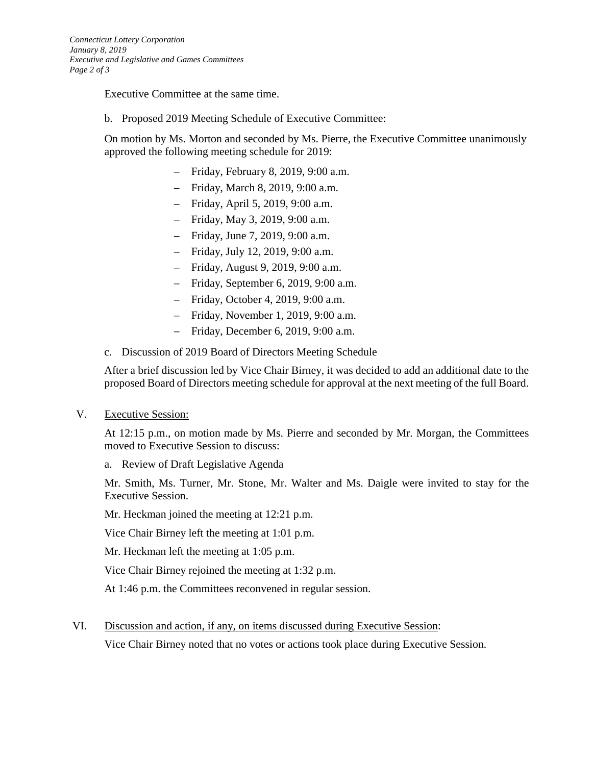Executive Committee at the same time.

b. Proposed 2019 Meeting Schedule of Executive Committee:

On motion by Ms. Morton and seconded by Ms. Pierre, the Executive Committee unanimously approved the following meeting schedule for 2019:

- Friday, February 8, 2019, 9:00 a.m.
- Friday, March 8, 2019, 9:00 a.m.
- Friday, April 5, 2019, 9:00 a.m.
- Friday, May 3, 2019, 9:00 a.m.
- Friday, June 7, 2019, 9:00 a.m.
- Friday, July 12, 2019, 9:00 a.m.
- Friday, August 9, 2019, 9:00 a.m.
- Friday, September 6, 2019, 9:00 a.m.
- Friday, October 4, 2019, 9:00 a.m.
- Friday, November 1, 2019, 9:00 a.m.
- Friday, December 6, 2019, 9:00 a.m.

c. Discussion of 2019 Board of Directors Meeting Schedule

After a brief discussion led by Vice Chair Birney, it was decided to add an additional date to the proposed Board of Directors meeting schedule for approval at the next meeting of the full Board.

V. Executive Session:

At 12:15 p.m., on motion made by Ms. Pierre and seconded by Mr. Morgan, the Committees moved to Executive Session to discuss:

a. Review of Draft Legislative Agenda

Mr. Smith, Ms. Turner, Mr. Stone, Mr. Walter and Ms. Daigle were invited to stay for the Executive Session.

Mr. Heckman joined the meeting at 12:21 p.m.

Vice Chair Birney left the meeting at 1:01 p.m.

Mr. Heckman left the meeting at 1:05 p.m.

Vice Chair Birney rejoined the meeting at 1:32 p.m.

At 1:46 p.m. the Committees reconvened in regular session.

VI. Discussion and action, if any, on items discussed during Executive Session:

Vice Chair Birney noted that no votes or actions took place during Executive Session.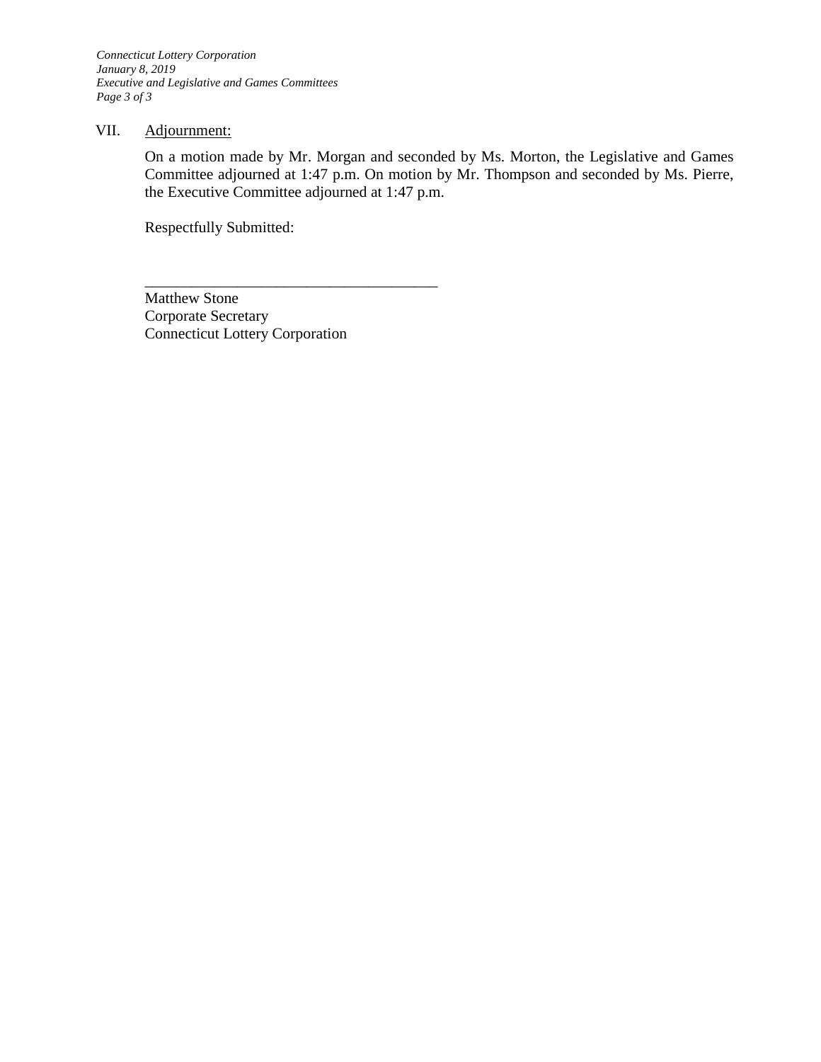VII. Adjournment:

On a motion made by Mr. Morgan and seconded by Ms. Morton, the Legislative and Games Committee adjourned at 1:47 p.m. On motion by Mr. Thompson and seconded by Ms. Pierre, the Executive Committee adjourned at 1:47 p.m.

Respectfully Submitted:

\_\_\_\_\_\_\_\_\_\_\_\_\_\_\_\_\_\_\_\_\_\_\_\_\_\_\_\_\_\_\_\_\_\_\_\_\_\_

Matthew Stone
Corporate Secretary
Connecticut Lottery Corporation